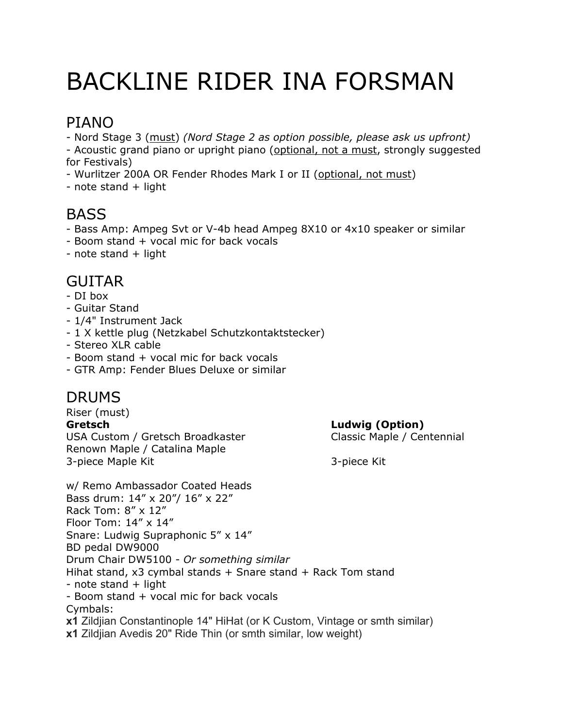# BACKLINE RIDER INA FORSMAN

## PIANO

- Nord Stage 3 (<u>must</u>) *(Nord Stage 2 as option possible, please ask us upfront)*
- Acoustic grand piano or upright piano (<u>optional, not a must</u>, strongly suggested for Festivals)
- Wurlitzer 200A OR Fender Rhodes Mark I or II (<u>optional, not must</u>)
- note stand + light

## BASS

- Bass Amp: Ampeg Svt or V-4b head Ampeg 8X10 or 4x10 speaker or similar
- Boom stand + vocal mic for back vocals
- note stand + light

## GUITAR

- DI box
- Guitar Stand
- 1/4" Instrument Jack
- 1 X kettle plug (Netzkabel Schutzkontaktstecker)
- Stereo XLR cable
- Boom stand + vocal mic for back vocals
- GTR Amp: Fender Blues Deluxe or similar

## DRUMS

Riser (must)

| **Gretsch** | **Ludwig (Option)** |
| --- | --- |
| USA Custom / Gretsch Broadkaster | Classic Maple / Centennial |
| Renown Maple / Catalina Maple | |
| 3-piece Maple Kit | 3-piece Kit |

w/ Remo Ambassador Coated Heads
Bass drum: 14” x 20”/ 16” x 22”
Rack Tom: 8” x 12”
Floor Tom: 14” x 14”
Snare: Ludwig Supraphonic 5” x 14”
BD pedal DW9000
Drum Chair DW5100 - *Or something similar*
Hihat stand, x3 cymbal stands + Snare stand + Rack Tom stand
- note stand + light
- Boom stand + vocal mic for back vocals

Cymbals:
**x1** Zildjian Constantinople 14" HiHat (or K Custom, Vintage or smth similar)
**x1** Zildjian Avedis 20" Ride Thin (or smth similar, low weight)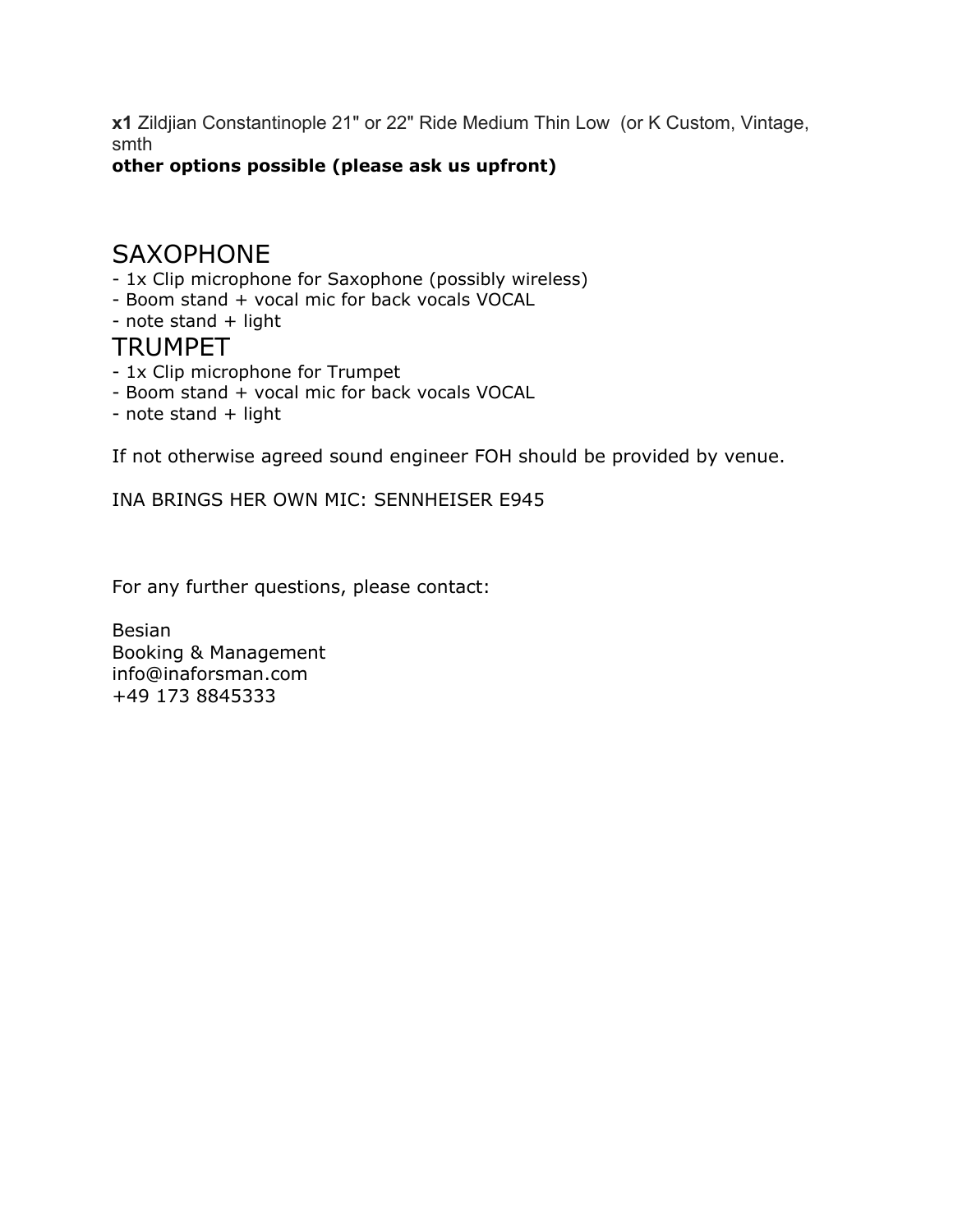**x1** Zildjian Constantinople 21" or 22" Ride Medium Thin Low (or K Custom, Vintage, smth

**other options possible (please ask us upfront)**

## SAXOPHONE

- 1x Clip microphone for Saxophone (possibly wireless)
- Boom stand + vocal mic for back vocals VOCAL
- note stand + light

## TRUMPET

- 1x Clip microphone for Trumpet
- Boom stand + vocal mic for back vocals VOCAL
- note stand + light

If not otherwise agreed sound engineer FOH should be provided by venue.

INA BRINGS HER OWN MIC: SENNHEISER E945

For any further questions, please contact:

Besian
Booking & Management
info@inaforsman.com
+49 173 8845333